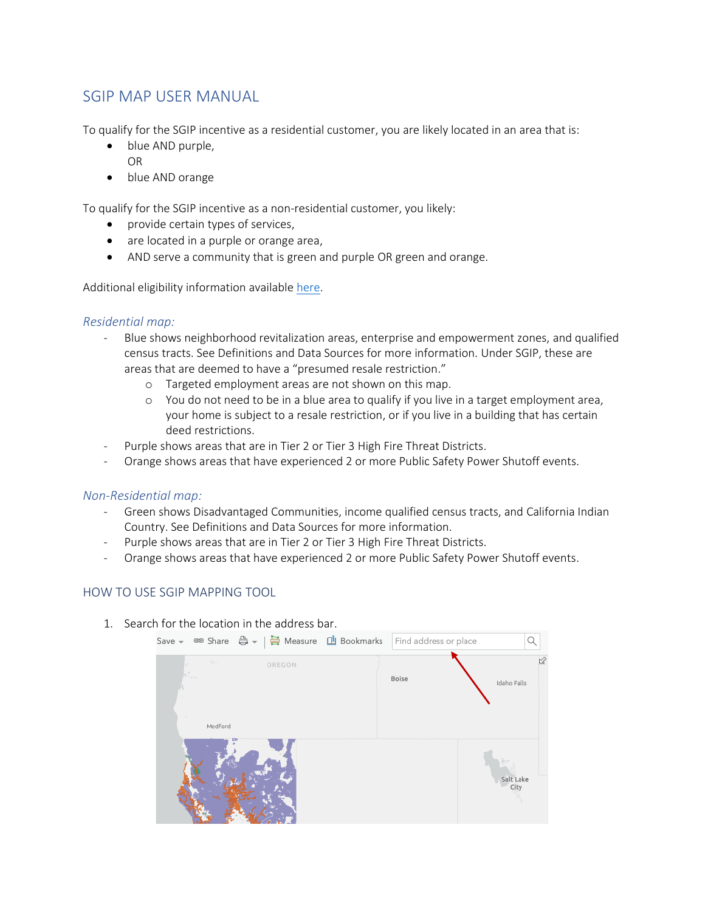# SGIP MAP USER MANUAL

To qualify for the SGIP incentive as a residential customer, you are likely located in an area that is:

- blue AND purple,
  OR
- blue AND orange

To qualify for the SGIP incentive as a non-residential customer, you likely:

- provide certain types of services,
- are located in a purple or orange area,
- AND serve a community that is green and purple OR green and orange.

Additional eligibility information available here.

### *Residential map:*

- Blue shows neighborhood revitalization areas, enterprise and empowerment zones, and qualified census tracts. See Definitions and Data Sources for more information. Under SGIP, these are areas that are deemed to have a "presumed resale restriction."
  - Targeted employment areas are not shown on this map.
  - You do not need to be in a blue area to qualify if you live in a target employment area, your home is subject to a resale restriction, or if you live in a building that has certain deed restrictions.
- Purple shows areas that are in Tier 2 or Tier 3 High Fire Threat Districts.
- Orange shows areas that have experienced 2 or more Public Safety Power Shutoff events.

### *Non-Residential map:*

- Green shows Disadvantaged Communities, income qualified census tracts, and California Indian Country. See Definitions and Data Sources for more information.
- Purple shows areas that are in Tier 2 or Tier 3 High Fire Threat Districts.
- Orange shows areas that have experienced 2 or more Public Safety Power Shutoff events.

## HOW TO USE SGIP MAPPING TOOL

1. Search for the location in the address bar.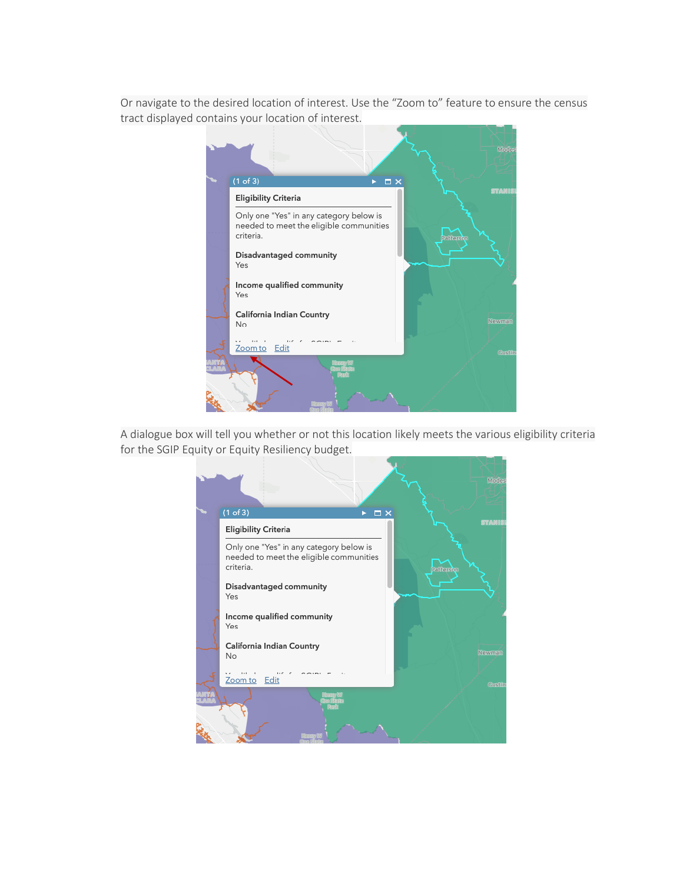Or navigate to the desired location of interest. Use the "Zoom to" feature to ensure the census tract displayed contains your location of interest.

A dialogue box will tell you whether or not this location likely meets the various eligibility criteria for the SGIP Equity or Equity Resiliency budget.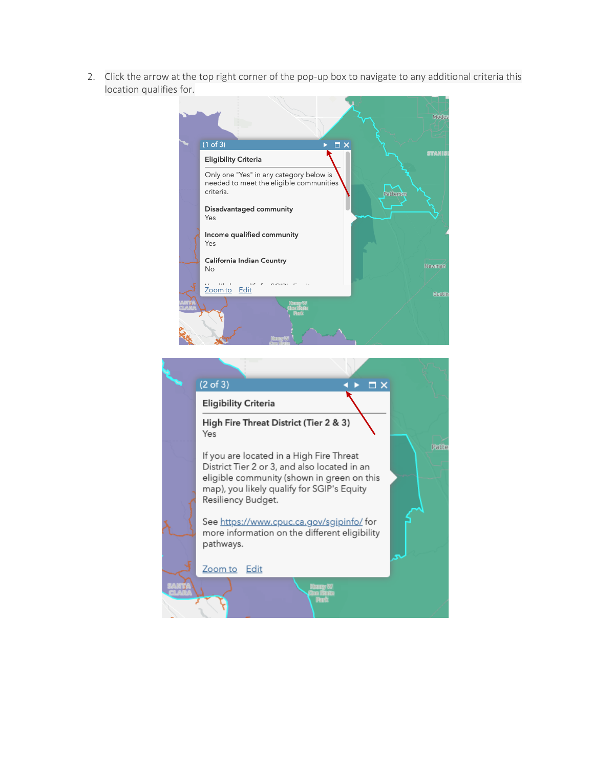2. Click the arrow at the top right corner of the pop-up box to navigate to any additional criteria this location qualifies for.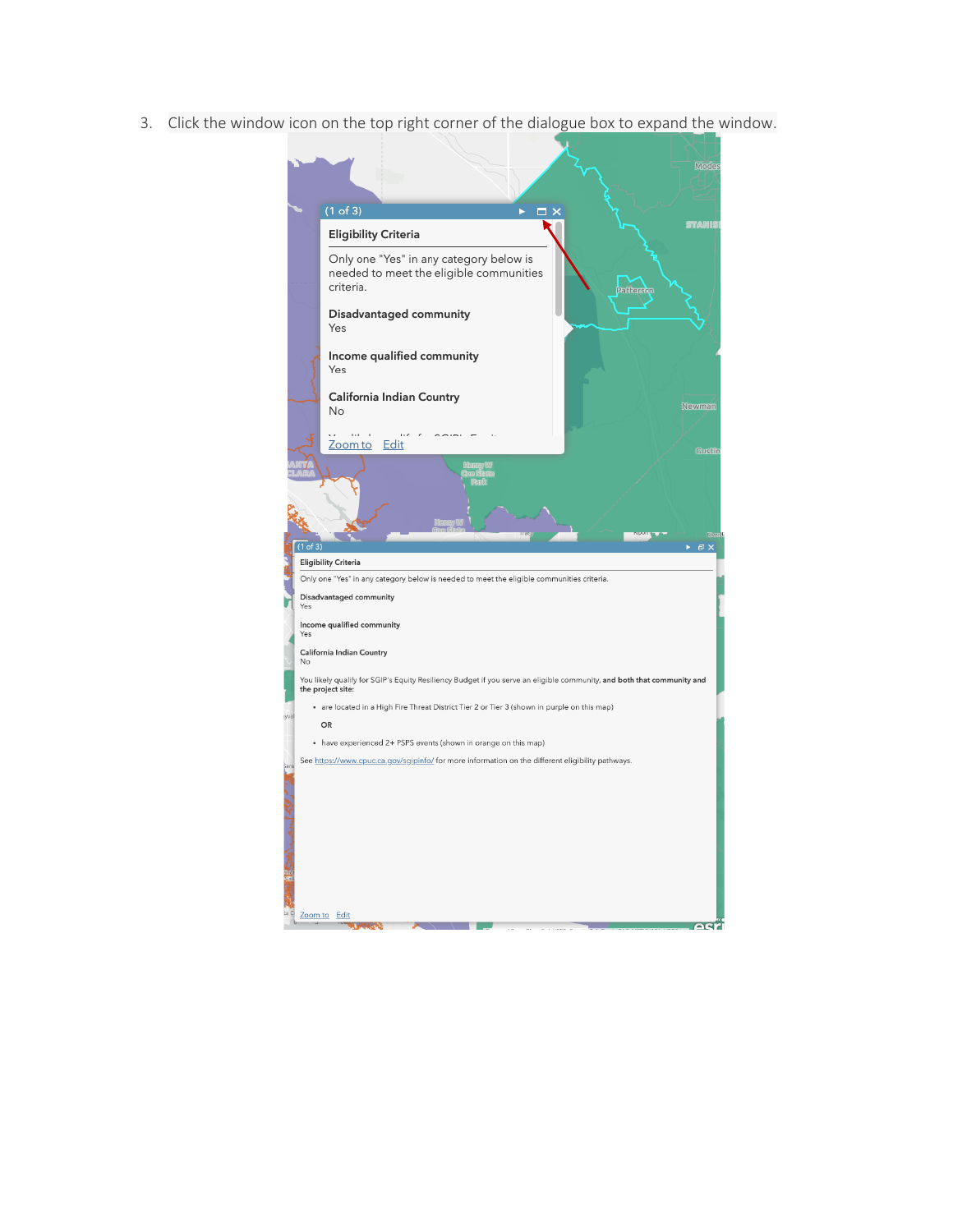3. Click the window icon on the top right corner of the dialogue box to expand the window.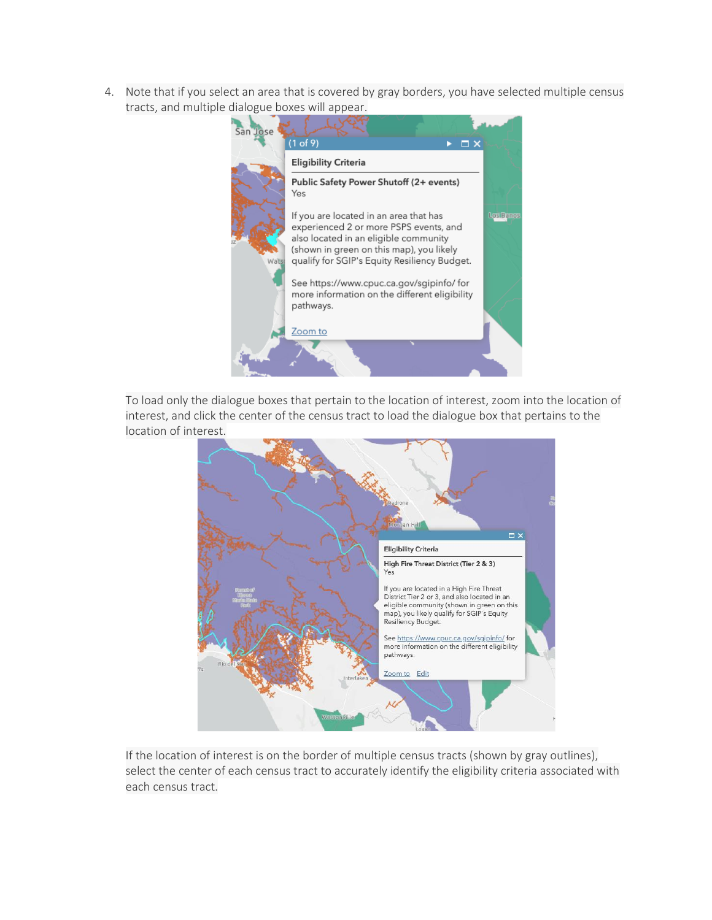4. Note that if you select an area that is covered by gray borders, you have selected multiple census tracts, and multiple dialogue boxes will appear.

   To load only the dialogue boxes that pertain to the location of interest, zoom into the location of interest, and click the center of the census tract to load the dialogue box that pertains to the location of interest.

   If the location of interest is on the border of multiple census tracts (shown by gray outlines), select the center of each census tract to accurately identify the eligibility criteria associated with each census tract.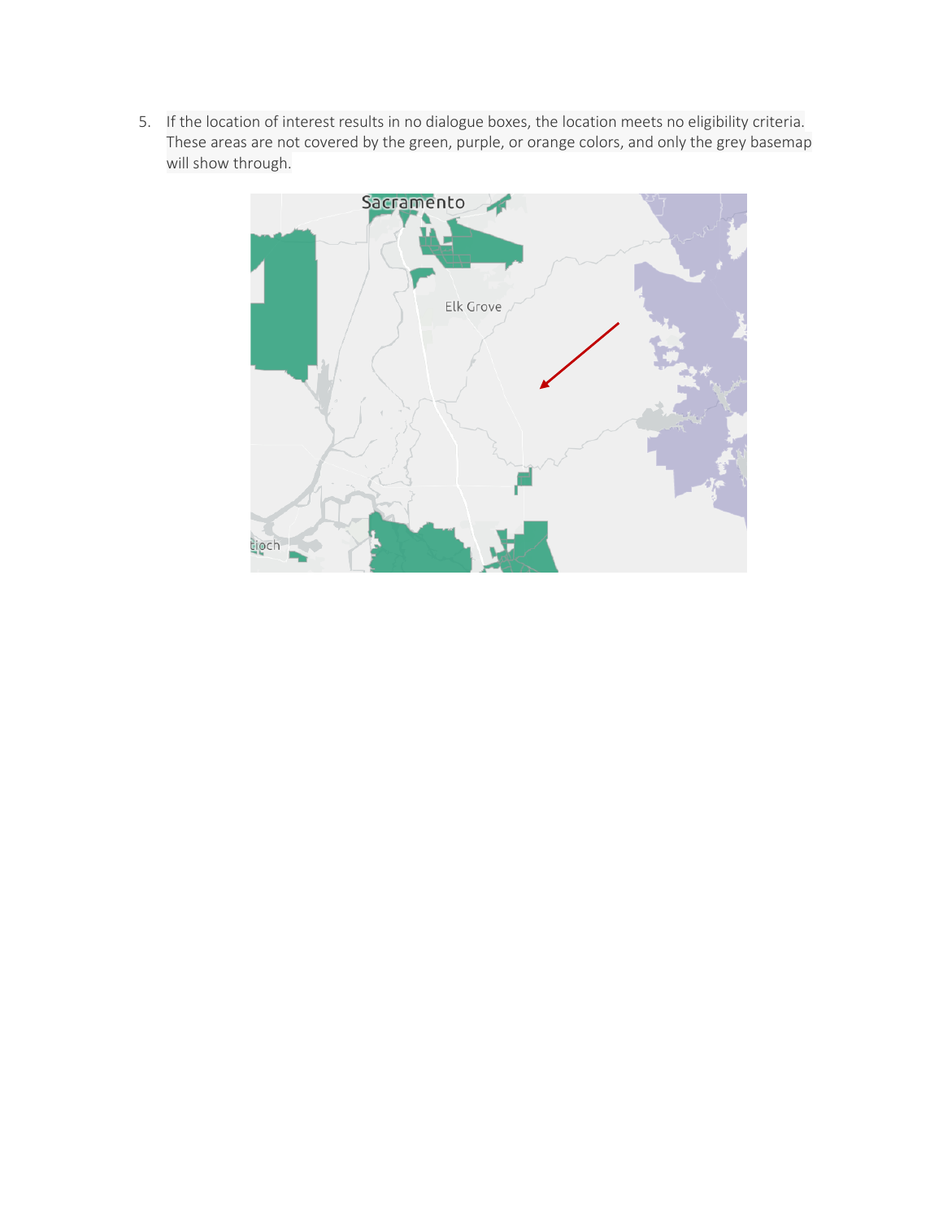5. If the location of interest results in no dialogue boxes, the location meets no eligibility criteria. These areas are not covered by the green, purple, or orange colors, and only the grey basemap will show through.

Sacramento

Elk Grove

tioch